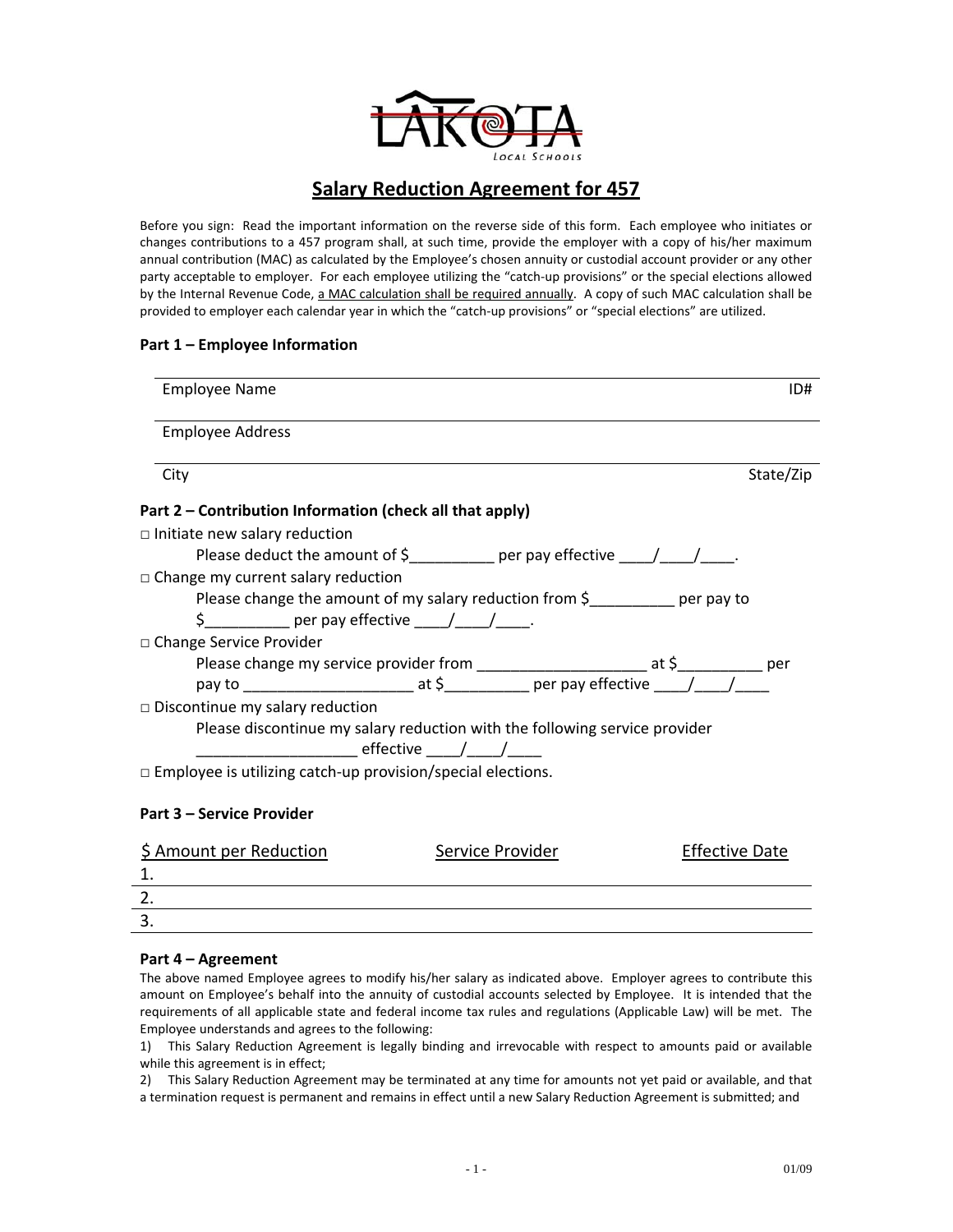LAKOTA
Local Schools

# Salary Reduction Agreement for 457

Before you sign: Read the important information on the reverse side of this form. Each employee who initiates or changes contributions to a 457 program shall, at such time, provide the employer with a copy of his/her maximum annual contribution (MAC) as calculated by the Employee's chosen annuity or custodial account provider or any other party acceptable to employer. For each employee utilizing the "catch-up provisions" or the special elections allowed by the Internal Revenue Code, <u>a MAC calculation shall be required annually</u>. A copy of such MAC calculation shall be provided to employer each calendar year in which the "catch-up provisions" or "special elections" are utilized.

### Part 1 – Employee Information

Employee Name ID#

Employee Address

City State/Zip

### Part 2 – Contribution Information (check all that apply)

□ Initiate new salary reduction
  Please deduct the amount of $__________ per pay effective ____/____/____.

□ Change my current salary reduction
  Please change the amount of my salary reduction from $__________ per pay to $__________ per pay effective ____/____/____.

□ Change Service Provider
  Please change my service provider from ____________________ at $__________ per pay to ____________________ at $__________ per pay effective ____/____/____

□ Discontinue my salary reduction
  Please discontinue my salary reduction with the following service provider ___________________ effective ____/____/____

□ Employee is utilizing catch-up provision/special elections.

### Part 3 – Service Provider

| $ Amount per Reduction | Service Provider | Effective Date |
|---|---|---|
| 1. | | |
| 2. | | |
| 3. | | |

### Part 4 – Agreement

The above named Employee agrees to modify his/her salary as indicated above. Employer agrees to contribute this amount on Employee's behalf into the annuity of custodial accounts selected by Employee. It is intended that the requirements of all applicable state and federal income tax rules and regulations (Applicable Law) will be met. The Employee understands and agrees to the following:

1) This Salary Reduction Agreement is legally binding and irrevocable with respect to amounts paid or available while this agreement is in effect;

2) This Salary Reduction Agreement may be terminated at any time for amounts not yet paid or available, and that a termination request is permanent and remains in effect until a new Salary Reduction Agreement is submitted; and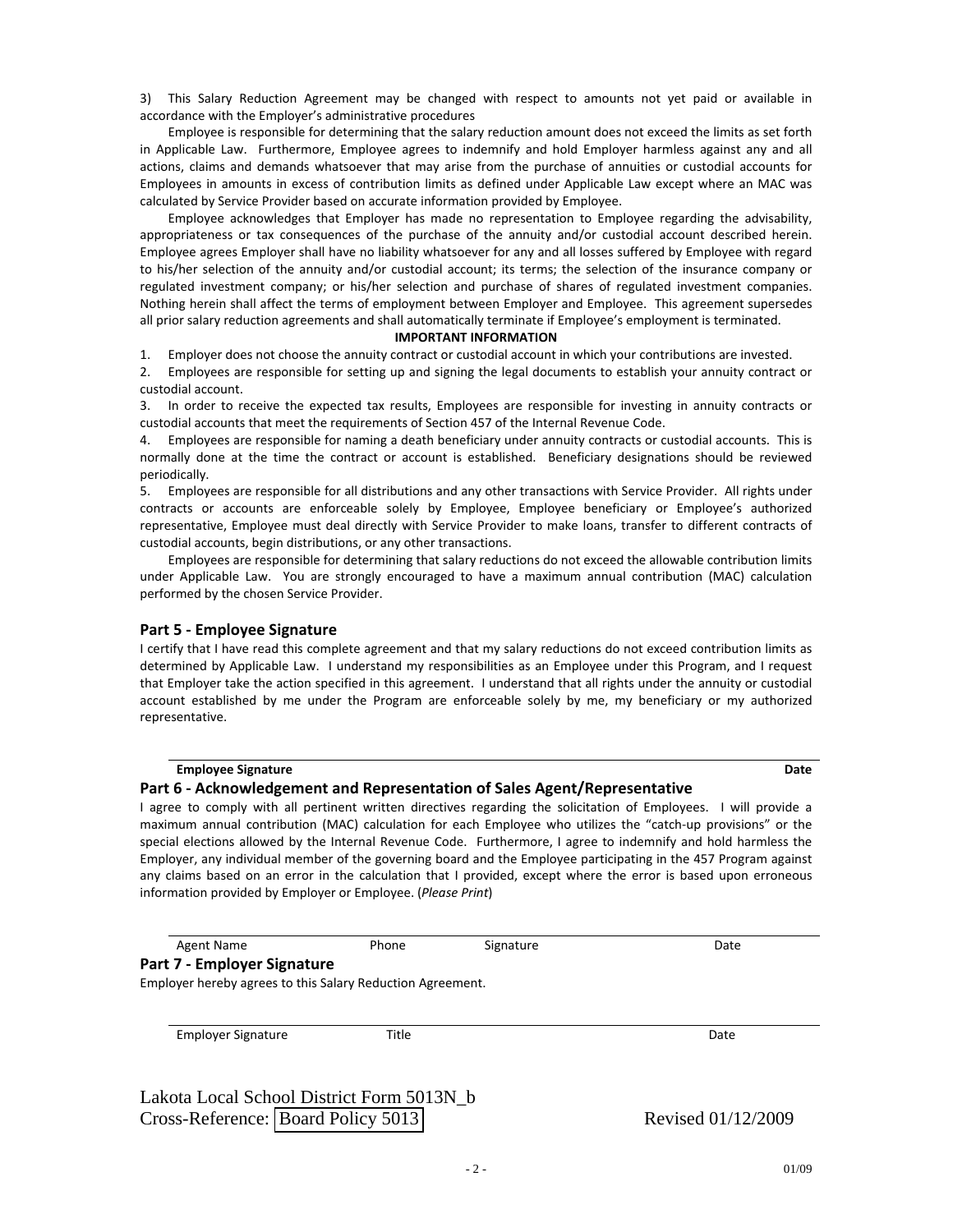3) This Salary Reduction Agreement may be changed with respect to amounts not yet paid or available in accordance with the Employer's administrative procedures

Employee is responsible for determining that the salary reduction amount does not exceed the limits as set forth in Applicable Law. Furthermore, Employee agrees to indemnify and hold Employer harmless against any and all actions, claims and demands whatsoever that may arise from the purchase of annuities or custodial accounts for Employees in amounts in excess of contribution limits as defined under Applicable Law except where an MAC was calculated by Service Provider based on accurate information provided by Employee.

Employee acknowledges that Employer has made no representation to Employee regarding the advisability, appropriateness or tax consequences of the purchase of the annuity and/or custodial account described herein. Employee agrees Employer shall have no liability whatsoever for any and all losses suffered by Employee with regard to his/her selection of the annuity and/or custodial account; its terms; the selection of the insurance company or regulated investment company; or his/her selection and purchase of shares of regulated investment companies. Nothing herein shall affect the terms of employment between Employer and Employee. This agreement supersedes all prior salary reduction agreements and shall automatically terminate if Employee's employment is terminated.

**IMPORTANT INFORMATION**

1. Employer does not choose the annuity contract or custodial account in which your contributions are invested.
2. Employees are responsible for setting up and signing the legal documents to establish your annuity contract or custodial account.
3. In order to receive the expected tax results, Employees are responsible for investing in annuity contracts or custodial accounts that meet the requirements of Section 457 of the Internal Revenue Code.
4. Employees are responsible for naming a death beneficiary under annuity contracts or custodial accounts. This is normally done at the time the contract or account is established. Beneficiary designations should be reviewed periodically.
5. Employees are responsible for all distributions and any other transactions with Service Provider. All rights under contracts or accounts are enforceable solely by Employee, Employee beneficiary or Employee's authorized representative, Employee must deal directly with Service Provider to make loans, transfer to different contracts of custodial accounts, begin distributions, or any other transactions.

Employees are responsible for determining that salary reductions do not exceed the allowable contribution limits under Applicable Law. You are strongly encouraged to have a maximum annual contribution (MAC) calculation performed by the chosen Service Provider.

## Part 5 - Employee Signature

I certify that I have read this complete agreement and that my salary reductions do not exceed contribution limits as determined by Applicable Law. I understand my responsibilities as an Employee under this Program, and I request that Employer take the action specified in this agreement. I understand that all rights under the annuity or custodial account established by me under the Program are enforceable solely by me, my beneficiary or my authorized representative.

**Employee Signature** **Date**

## Part 6 - Acknowledgement and Representation of Sales Agent/Representative

I agree to comply with all pertinent written directives regarding the solicitation of Employees. I will provide a maximum annual contribution (MAC) calculation for each Employee who utilizes the "catch-up provisions" or the special elections allowed by the Internal Revenue Code. Furthermore, I agree to indemnify and hold harmless the Employer, any individual member of the governing board and the Employee participating in the 457 Program against any claims based on an error in the calculation that I provided, except where the error is based upon erroneous information provided by Employer or Employee. (*Please Print*)

Agent Name Phone Signature Date

## Part 7 - Employer Signature

Employer hereby agrees to this Salary Reduction Agreement.

Employer Signature Title Date

Lakota Local School District Form 5013N_b
Cross-Reference: Board Policy 5013 Revised 01/12/2009